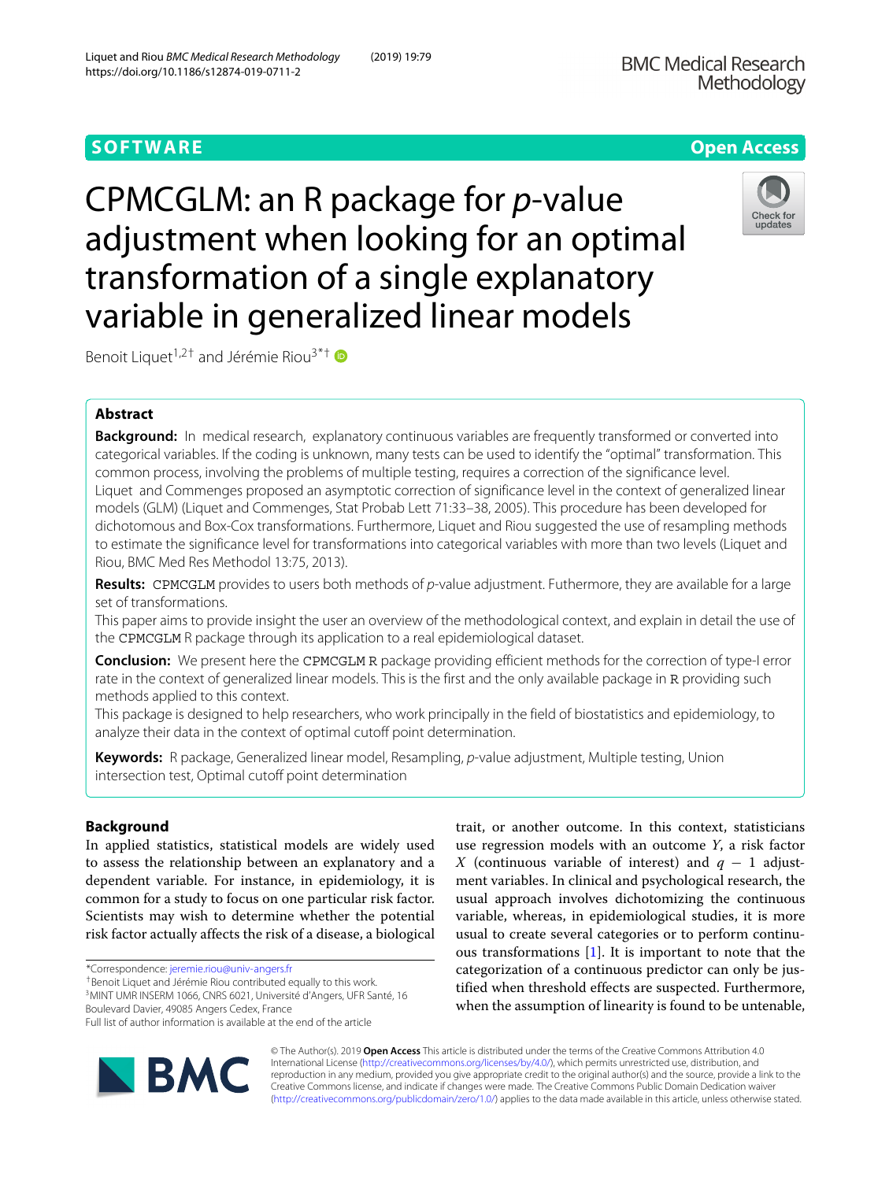**SOFTWARE** **Open Access**

# CPMCGLM: an R package for *p*-value adjustment when looking for an optimal transformation of a single explanatory variable in generalized linear models

Benoit Liquet[1,2†] and Jérémie Riou[3*†]

## Abstract

**Background:** In medical research, explanatory continuous variables are frequently transformed or converted into categorical variables. If the coding is unknown, many tests can be used to identify the "optimal" transformation. This common process, involving the problems of multiple testing, requires a correction of the significance level. Liquet and Commenges proposed an asymptotic correction of significance level in the context of generalized linear models (GLM) (Liquet and Commenges, Stat Probab Lett 71:33–38, 2005). This procedure has been developed for dichotomous and Box-Cox transformations. Furthermore, Liquet and Riou suggested the use of resampling methods to estimate the significance level for transformations into categorical variables with more than two levels (Liquet and Riou, BMC Med Res Methodol 13:75, 2013).

**Results:** CPMCGLM provides to users both methods of *p*-value adjustment. Futhermore, they are available for a large set of transformations.

This paper aims to provide insight the user an overview of the methodological context, and explain in detail the use of the CPMCGLM R package through its application to a real epidemiological dataset.

**Conclusion:** We present here the CPMCGLM R package providing efficient methods for the correction of type-I error rate in the context of generalized linear models. This is the first and the only available package in R providing such methods applied to this context.

This package is designed to help researchers, who work principally in the field of biostatistics and epidemiology, to analyze their data in the context of optimal cutoff point determination.

**Keywords:** R package, Generalized linear model, Resampling, *p*-value adjustment, Multiple testing, Union intersection test, Optimal cutoff point determination

## Background

In applied statistics, statistical models are widely used to assess the relationship between an explanatory and a dependent variable. For instance, in epidemiology, it is common for a study to focus on one particular risk factor. Scientists may wish to determine whether the potential risk factor actually affects the risk of a disease, a biological trait, or another outcome. In this context, statisticians use regression models with an outcome *Y*, a risk factor *X* (continuous variable of interest) and $q - 1$ adjustment variables. In clinical and psychological research, the usual approach involves dichotomizing the continuous variable, whereas, in epidemiological studies, it is more usual to create several categories or to perform continuous transformations [1]. It is important to note that the categorization of a continuous predictor can only be justified when threshold effects are suspected. Furthermore, when the assumption of linearity is found to be untenable,

*Correspondence: jeremie.riou@univ-angers.fr
†Benoit Liquet and Jérémie Riou contributed equally to this work.
[3]MINT UMR INSERM 1066, CNRS 6021, Université d'Angers, UFR Santé, 16 Boulevard Davier, 49085 Angers Cedex, France
Full list of author information is available at the end of the article

© The Author(s). 2019 **Open Access** This article is distributed under the terms of the Creative Commons Attribution 4.0 International License (http://creativecommons.org/licenses/by/4.0/), which permits unrestricted use, distribution, and reproduction in any medium, provided you give appropriate credit to the original author(s) and the source, provide a link to the Creative Commons license, and indicate if changes were made. The Creative Commons Public Domain Dedication waiver (http://creativecommons.org/publicdomain/zero/1.0/) applies to the data made available in this article, unless otherwise stated.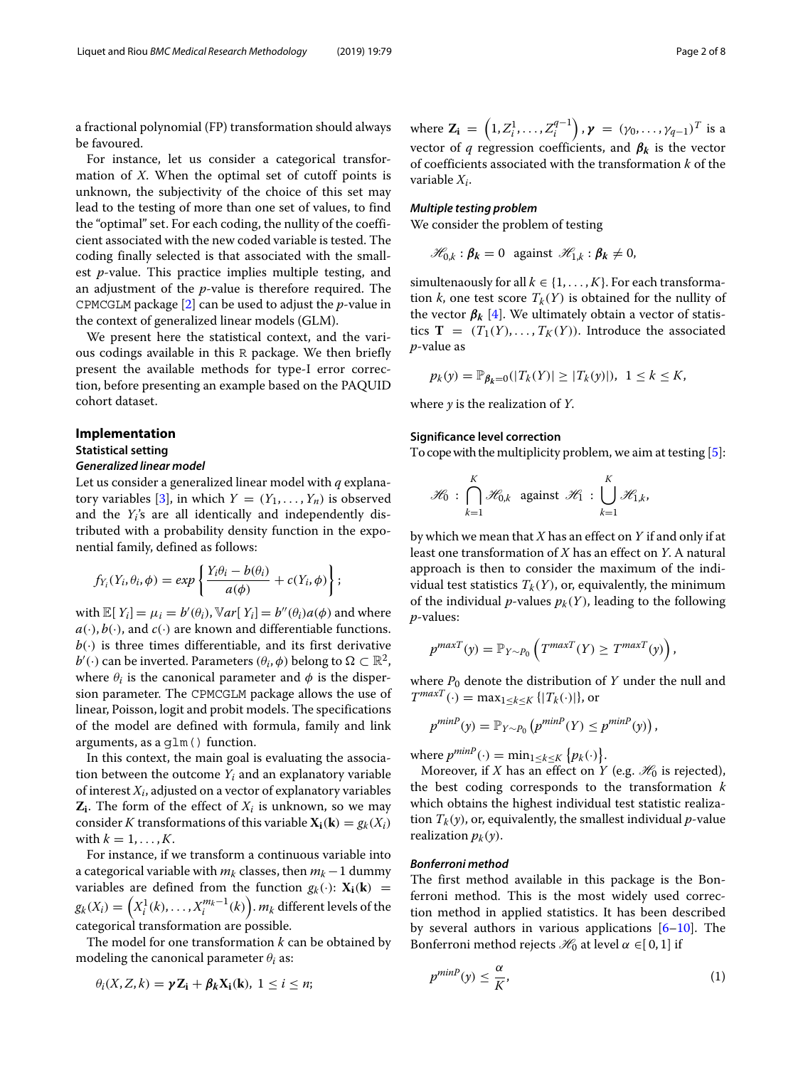a fractional polynomial (FP) transformation should always be favoured.

For instance, let us consider a categorical transformation of $X$. When the optimal set of cutoff points is unknown, the subjectivity of the choice of this set may lead to the testing of more than one set of values, to find the "optimal" set. For each coding, the nullity of the coefficient associated with the new coded variable is tested. The coding finally selected is that associated with the smallest $p$-value. This practice implies multiple testing, and an adjustment of the $p$-value is therefore required. The `CPMCGLM` package [2] can be used to adjust the $p$-value in the context of generalized linear models (GLM).

We present here the statistical context, and the various codings available in this `R` package. We then briefly present the available methods for type-I error correction, before presenting an example based on the PAQUID cohort dataset.

## Implementation

### Statistical setting

#### Generalized linear model

Let us consider a generalized linear model with $q$ explanatory variables [3], in which $Y = (Y_1, \ldots, Y_n)$ is observed and the $Y_i$'s are all identically and independently distributed with a probability density function in the exponential family, defined as follows:

$$f_{Y_i}(Y_i, \theta_i, \phi) = exp\left\{\frac{Y_i\theta_i - b(\theta_i)}{a(\phi)} + c(Y_i, \phi)\right\};$$

with $\mathbb{E}[Y_i] = \mu_i = b'(\theta_i), \mathbb{V}ar[Y_i] = b''(\theta_i)a(\phi)$ and where $a(\cdot), b(\cdot)$, and $c(\cdot)$ are known and differentiable functions. $b(\cdot)$ is three times differentiable, and its first derivative $b'(\cdot)$ can be inverted. Parameters $(\theta_i, \phi)$ belong to $\Omega \subset \mathbb{R}^2$, where $\theta_i$ is the canonical parameter and $\phi$ is the dispersion parameter. The `CPMCGLM` package allows the use of linear, Poisson, logit and probit models. The specifications of the model are defined with formula, family and link arguments, as a `glm()` function.

In this context, the main goal is evaluating the association between the outcome $Y_i$ and an explanatory variable of interest $X_i$, adjusted on a vector of explanatory variables $\mathbf{Z_i}$. The form of the effect of $X_i$ is unknown, so we may consider $K$ transformations of this variable $\mathbf{X_i(k)} = g_k(X_i)$ with $k = 1, \ldots, K$.

For instance, if we transform a continuous variable into a categorical variable with $m_k$ classes, then $m_k - 1$ dummy variables are defined from the function $g_k(\cdot)$: $\mathbf{X_i(k)} = g_k(X_i) = \left(X_i^1(k), \ldots, X_i^{m_k-1}(k)\right)$. $m_k$ different levels of the categorical transformation are possible.

The model for one transformation $k$ can be obtained by modeling the canonical parameter $\theta_i$ as:

$$\theta_i(X, Z, k) = \boldsymbol{\gamma}\mathbf{Z_i} + \boldsymbol{\beta_k}\mathbf{X_i(k)},\ 1 \leq i \leq n;$$

where $\mathbf{Z_i} = \left(1, Z_i^1, \ldots, Z_i^{q-1}\right)$, $\boldsymbol{\gamma} = (\gamma_0, \ldots, \gamma_{q-1})^T$ is a vector of $q$ regression coefficients, and $\boldsymbol{\beta_k}$ is the vector of coefficients associated with the transformation $k$ of the variable $X_i$.

#### Multiple testing problem

We consider the problem of testing

$$\mathscr{H}_{0,k} : \boldsymbol{\beta_k} = 0 \ \text{ against } \ \mathscr{H}_{1,k} : \boldsymbol{\beta_k} \neq 0,$$

simultenaously for all $k \in \{1, \ldots, K\}$. For each transformation $k$, one test score $T_k(Y)$ is obtained for the nullity of the vector $\boldsymbol{\beta_k}$ [4]. We ultimately obtain a vector of statistics $\mathbf{T} = (T_1(Y), \ldots, T_K(Y))$. Introduce the associated $p$-value as

$$p_k(y) = \mathbb{P}_{\boldsymbol{\beta_k}=0}(|T_k(Y)| \geq |T_k(y)|),\ 1 \leq k \leq K,$$

where $y$ is the realization of $Y$.

### Significance level correction

To cope with the multiplicity problem, we aim at testing [5]:

$$\mathscr{H}_0 : \bigcap_{k=1}^{K} \mathscr{H}_{0,k} \ \text{ against } \ \mathscr{H}_1 : \bigcup_{k=1}^{K} \mathscr{H}_{1,k},$$

by which we mean that $X$ has an effect on $Y$ if and only if at least one transformation of $X$ has an effect on $Y$. A natural approach is then to consider the maximum of the individual test statistics $T_k(Y)$, or, equivalently, the minimum of the individual $p$-values $p_k(Y)$, leading to the following $p$-values:

$$p^{maxT}(y) = \mathbb{P}_{Y \sim P_0}\left(T^{maxT}(Y) \geq T^{maxT}(y)\right),$$

where $P_0$ denote the distribution of $Y$ under the null and $T^{maxT}(\cdot) = \max_{1 \leq k \leq K}\{|T_k(\cdot)|\}$, or

$$p^{minP}(y) = \mathbb{P}_{Y \sim P_0}\left(p^{minP}(Y) \leq p^{minP}(y)\right),$$

where $p^{minP}(\cdot) = \min_{1 \leq k \leq K}\{p_k(\cdot)\}$.

Moreover, if $X$ has an effect on $Y$ (e.g. $\mathscr{H}_0$ is rejected), the best coding corresponds to the transformation $k$ which obtains the highest individual test statistic realization $T_k(y)$, or, equivalently, the smallest individual $p$-value realization $p_k(y)$.

#### Bonferroni method

The first method available in this package is the Bonferroni method. This is the most widely used correction method in applied statistics. It has been described by several authors in various applications [6–10]. The Bonferroni method rejects $\mathscr{H}_0$ at level $\alpha \in [0, 1]$ if

$$p^{minP}(y) \leq \frac{\alpha}{K}, \tag{1}$$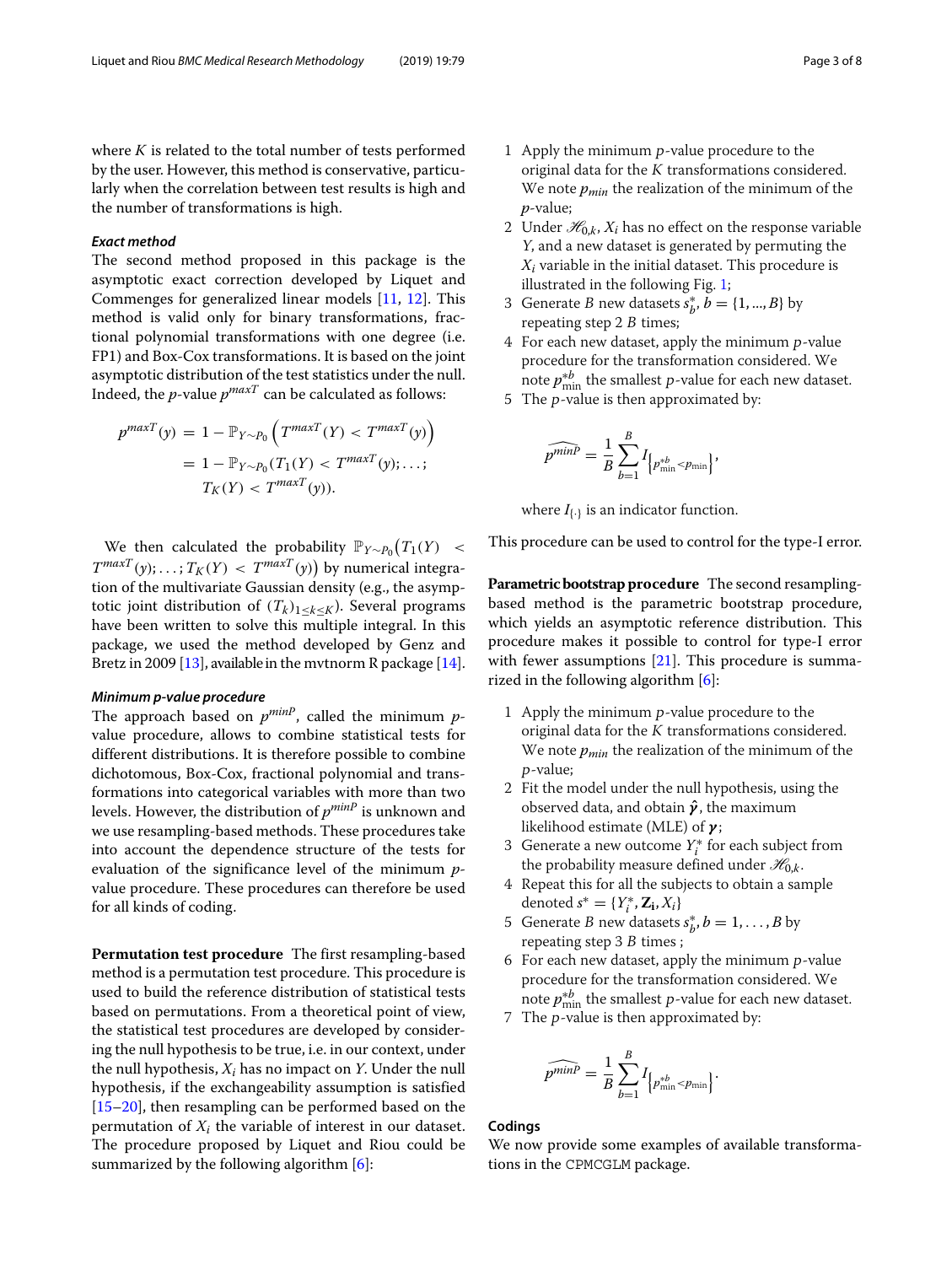where $K$ is related to the total number of tests performed by the user. However, this method is conservative, particularly when the correlation between test results is high and the number of transformations is high.

#### *Exact method*

The second method proposed in this package is the asymptotic exact correction developed by Liquet and Commenges for generalized linear models [11, 12]. This method is valid only for binary transformations, fractional polynomial transformations with one degree (i.e. FP1) and Box-Cox transformations. It is based on the joint asymptotic distribution of the test statistics under the null. Indeed, the $p$-value $p^{maxT}$ can be calculated as follows:

$$
\begin{aligned}
p^{maxT}(y) &= 1 - \mathbb{P}_{Y \sim P_0}\left(T^{maxT}(Y) < T^{maxT}(y)\right) \\
&= 1 - \mathbb{P}_{Y \sim P_0}(T_1(Y) < T^{maxT}(y); \ldots; \\
&\quad T_K(Y) < T^{maxT}(y)).
\end{aligned}
$$

We then calculated the probability $\mathbb{P}_{Y \sim P_0}\big(T_1(Y) < T^{maxT}(y); \ldots; T_K(Y) < T^{maxT}(y)\big)$ by numerical integration of the multivariate Gaussian density (e.g., the asymptotic joint distribution of $(T_k)_{1 \leq k \leq K}$). Several programs have been written to solve this multiple integral. In this package, we used the method developed by Genz and Bretz in 2009 [13], available in the mvtnorm R package [14].

#### *Minimum p-value procedure*

The approach based on $p^{minP}$, called the minimum $p$-value procedure, allows to combine statistical tests for different distributions. It is therefore possible to combine dichotomous, Box-Cox, fractional polynomial and transformations into categorical variables with more than two levels. However, the distribution of $p^{minP}$ is unknown and we use resampling-based methods. These procedures take into account the dependence structure of the tests for evaluation of the significance level of the minimum $p$-value procedure. These procedures can therefore be used for all kinds of coding.

**Permutation test procedure** The first resampling-based method is a permutation test procedure. This procedure is used to build the reference distribution of statistical tests based on permutations. From a theoretical point of view, the statistical test procedures are developed by considering the null hypothesis to be true, i.e. in our context, under the null hypothesis, $X_i$ has no impact on $Y$. Under the null hypothesis, if the exchangeability assumption is satisfied [15–20], then resampling can be performed based on the permutation of $X_i$ the variable of interest in our dataset. The procedure proposed by Liquet and Riou could be summarized by the following algorithm [6]:

1. Apply the minimum $p$-value procedure to the original data for the $K$ transformations considered. We note $p_{min}$ the realization of the minimum of the $p$-value;
2. Under $\mathscr{H}_{0,k}$, $X_i$ has no effect on the response variable $Y$, and a new dataset is generated by permuting the $X_i$ variable in the initial dataset. This procedure is illustrated in the following Fig. 1;
3. Generate $B$ new datasets $s^*_b$, $b = \{1, ..., B\}$ by repeating step 2 $B$ times;
4. For each new dataset, apply the minimum $p$-value procedure for the transformation considered. We note $p^{*b}_{\min}$ the smallest $p$-value for each new dataset.
5. The $p$-value is then approximated by:

$$
\widehat{p^{minP}} = \frac{1}{B}\sum_{b=1}^{B} I_{\left\{p^{*b}_{\min} < p_{\min}\right\}},
$$

where $I_{\{.\}}$ is an indicator function.

This procedure can be used to control for the type-I error.

**Parametric bootstrap procedure** The second resampling-based method is the parametric bootstrap procedure, which yields an asymptotic reference distribution. This procedure makes it possible to control for type-I error with fewer assumptions [21]. This procedure is summarized in the following algorithm [6]:

1. Apply the minimum $p$-value procedure to the original data for the $K$ transformations considered. We note $p_{min}$ the realization of the minimum of the $p$-value;
2. Fit the model under the null hypothesis, using the observed data, and obtain $\hat{\boldsymbol{\gamma}}$, the maximum likelihood estimate (MLE) of $\boldsymbol{\gamma}$;
3. Generate a new outcome $Y^*_i$ for each subject from the probability measure defined under $\mathscr{H}_{0,k}$.
4. Repeat this for all the subjects to obtain a sample denoted $s^* = \{Y^*_i, \mathbf{Z_i}, X_i\}$
5. Generate $B$ new datasets $s^*_b, b = 1, \ldots, B$ by repeating step 3 $B$ times ;
6. For each new dataset, apply the minimum $p$-value procedure for the transformation considered. We note $p^{*b}_{\min}$ the smallest $p$-value for each new dataset.
7. The $p$-value is then approximated by:

$$
\widehat{p^{minP}} = \frac{1}{B}\sum_{b=1}^{B} I_{\left\{p^{*b}_{\min} < p_{\min}\right\}}.
$$

### Codings

We now provide some examples of available transformations in the CPMCGLM package.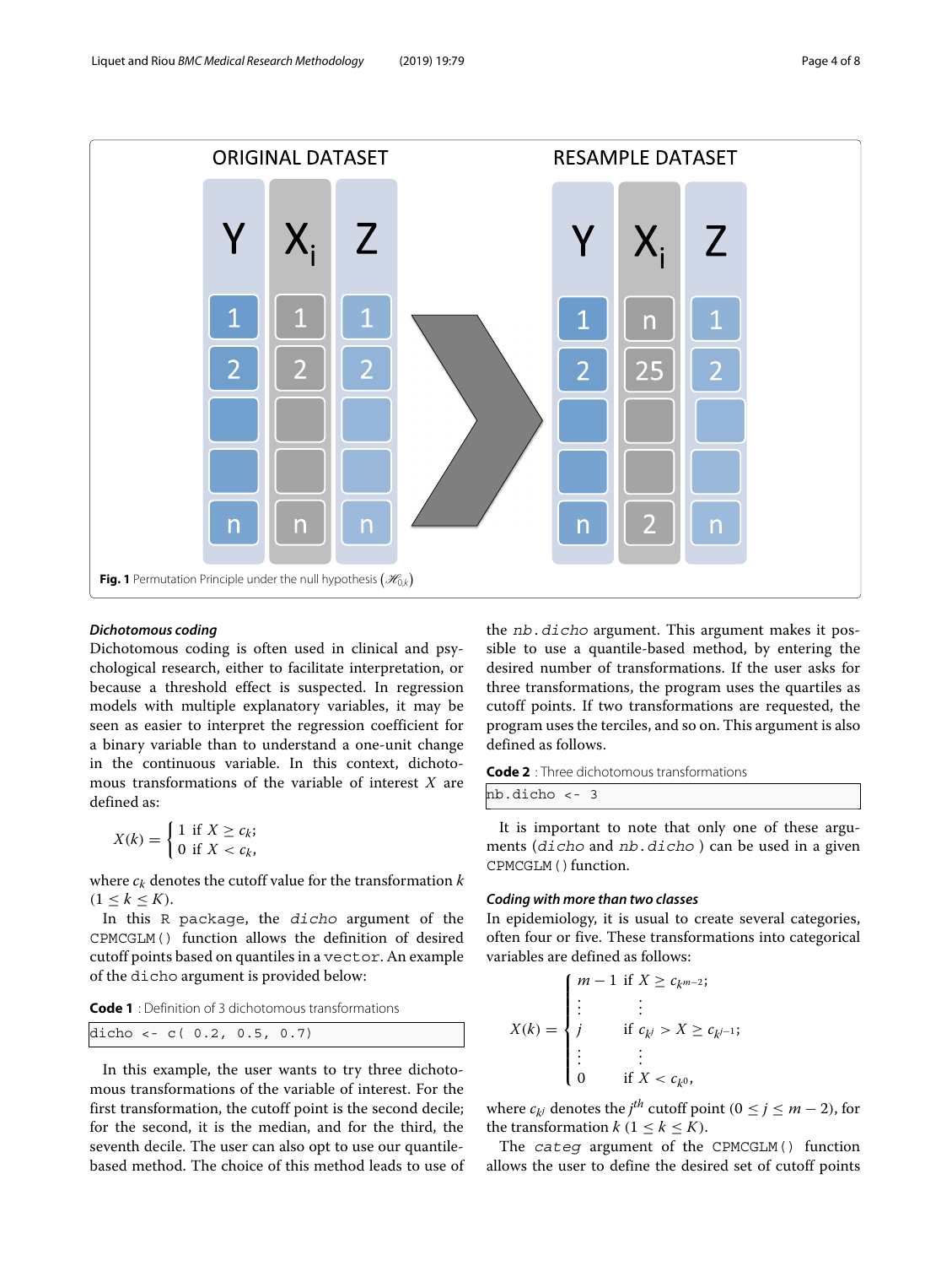Fig. 1 Permutation Principle under the null hypothesis ($\mathscr{H}_{0,k}$)

### Dichotomous coding

Dichotomous coding is often used in clinical and psychological research, either to facilitate interpretation, or because a threshold effect is suspected. In regression models with multiple explanatory variables, it may be seen as easier to interpret the regression coefficient for a binary variable than to understand a one-unit change in the continuous variable. In this context, dichotomous transformations of the variable of interest $X$ are defined as:

$$X(k) = \begin{cases} 1 \text{ if } X \geq c_k; \\ 0 \text{ if } X < c_k, \end{cases}$$

where $c_k$ denotes the cutoff value for the transformation $k$ ($1 \leq k \leq K$).

In this R package, the *dicho* argument of the CPMCGLM() function allows the definition of desired cutoff points based on quantiles in a vector. An example of the dicho argument is provided below:

**Code 1** : Definition of 3 dichotomous transformations

```
dicho <- c( 0.2, 0.5, 0.7)
```

In this example, the user wants to try three dichotomous transformations of the variable of interest. For the first transformation, the cutoff point is the second decile; for the second, it is the median, and for the third, the seventh decile. The user can also opt to use our quantile-based method. The choice of this method leads to use of the *nb.dicho* argument. This argument makes it possible to use a quantile-based method, by entering the desired number of transformations. If the user asks for three transformations, the program uses the quartiles as cutoff points. If two transformations are requested, the program uses the terciles, and so on. This argument is also defined as follows.

**Code 2** : Three dichotomous transformations

```
nb.dicho <- 3
```

It is important to note that only one of these arguments (*dicho* and *nb.dicho* ) can be used in a given CPMCGLM() function.

### Coding with more than two classes

In epidemiology, it is usual to create several categories, often four or five. These transformations into categorical variables are defined as follows:

$$X(k) = \begin{cases} m-1 & \text{if } X \geq c_{k^{m-2}}; \\ \vdots & \quad \vdots \\ j & \text{if } c_{k^j} > X \geq c_{k^{j-1}}; \\ \vdots & \quad \vdots \\ 0 & \text{if } X < c_{k^0}, \end{cases}$$

where $c_{k^j}$ denotes the $j^{th}$ cutoff point ($0 \leq j \leq m-2$), for the transformation $k$ ($1 \leq k \leq K$).

The *categ* argument of the CPMCGLM() function allows the user to define the desired set of cutoff points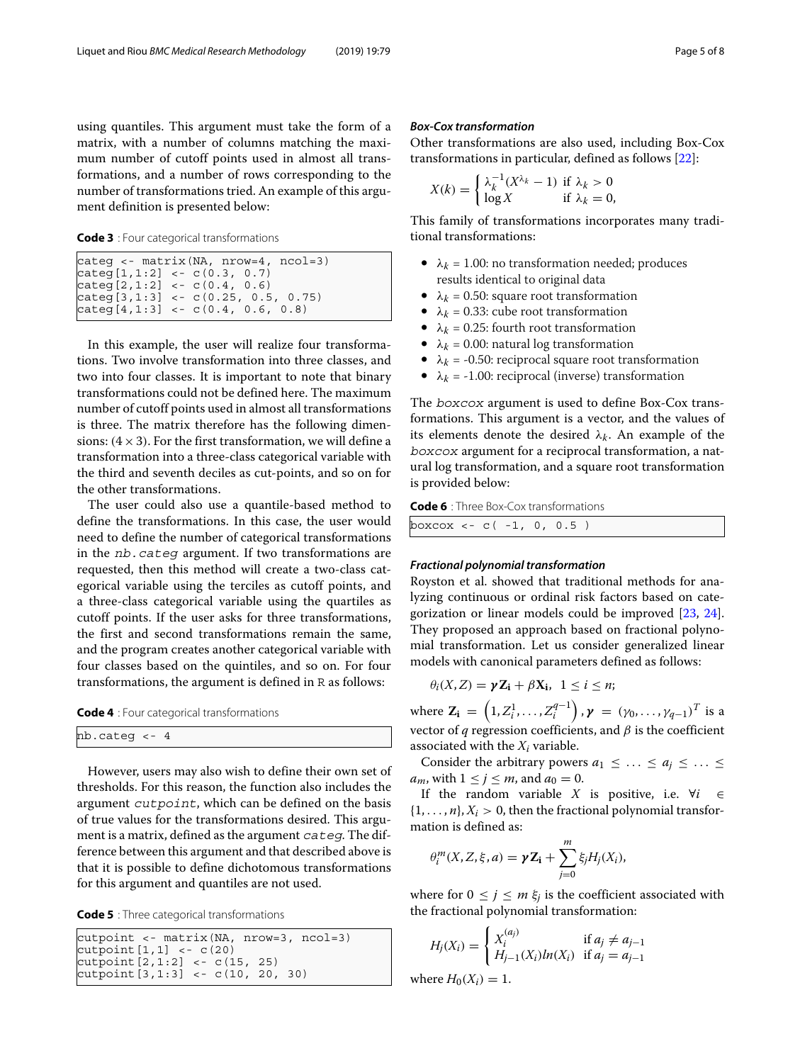using quantiles. This argument must take the form of a matrix, with a number of columns matching the maximum number of cutoff points used in almost all transformations, and a number of rows corresponding to the number of transformations tried. An example of this argument definition is presented below:

**Code 3** : Four categorical transformations

```
categ <- matrix(NA, nrow=4, ncol=3)
categ[1,1:2] <- c(0.3, 0.7)
categ[2,1:2] <- c(0.4, 0.6)
categ[3,1:3] <- c(0.25, 0.5, 0.75)
categ[4,1:3] <- c(0.4, 0.6, 0.8)
```

In this example, the user will realize four transformations. Two involve transformation into three classes, and two into four classes. It is important to note that binary transformations could not be defined here. The maximum number of cutoff points used in almost all transformations is three. The matrix therefore has the following dimensions: $(4 \times 3)$. For the first transformation, we will define a transformation into a three-class categorical variable with the third and seventh deciles as cut-points, and so on for the other transformations.

The user could also use a quantile-based method to define the transformations. In this case, the user would need to define the number of categorical transformations in the `nb.categ` argument. If two transformations are requested, then this method will create a two-class categorical variable using the terciles as cutoff points, and a three-class categorical variable using the quartiles as cutoff points. If the user asks for three transformations, the first and second transformations remain the same, and the program creates another categorical variable with four classes based on the quintiles, and so on. For four transformations, the argument is defined in R as follows:

**Code 4** : Four categorical transformations

```
nb.categ <- 4
```

However, users may also wish to define their own set of thresholds. For this reason, the function also includes the argument `cutpoint`, which can be defined on the basis of true values for the transformations desired. This argument is a matrix, defined as the argument `categ`. The difference between this argument and that described above is that it is possible to define dichotomous transformations for this argument and quantiles are not used.

**Code 5** : Three categorical transformations

```
cutpoint <- matrix(NA, nrow=3, ncol=3)
cutpoint[1,1] <- c(20)
cutpoint[2,1:2] <- c(15, 25)
cutpoint[3,1:3] <- c(10, 20, 30)
```

### *Box-Cox transformation*

Other transformations are also used, including Box-Cox transformations in particular, defined as follows [22]:

$$X(k) = \begin{cases} \lambda_k^{-1}(X^{\lambda_k} - 1) & \text{if } \lambda_k > 0 \\ \log X & \text{if } \lambda_k = 0, \end{cases}$$

This family of transformations incorporates many traditional transformations:

- $\lambda_k$ = 1.00: no transformation needed; produces results identical to original data
- $\lambda_k$ = 0.50: square root transformation
- $\lambda_k$ = 0.33: cube root transformation
- $\lambda_k$ = 0.25: fourth root transformation
- $\lambda_k$ = 0.00: natural log transformation
- $\lambda_k$ = -0.50: reciprocal square root transformation
- $\lambda_k$ = -1.00: reciprocal (inverse) transformation

The `boxcox` argument is used to define Box-Cox transformations. This argument is a vector, and the values of its elements denote the desired $\lambda_k$. An example of the `boxcox` argument for a reciprocal transformation, a natural log transformation, and a square root transformation is provided below:

**Code 6** : Three Box-Cox transformations

```
boxcox <- c( -1, 0, 0.5 )
```

### *Fractional polynomial transformation*

Royston et al. showed that traditional methods for analyzing continuous or ordinal risk factors based on categorization or linear models could be improved [23, 24]. They proposed an approach based on fractional polynomial transformation. Let us consider generalized linear models with canonical parameters defined as follows:

$$\theta_i(X, Z) = \boldsymbol{\gamma}\mathbf{Z_i} + \beta\mathbf{X_i}, \quad 1 \le i \le n;$$

where $\mathbf{Z_i} = \left(1, Z_i^1, \ldots, Z_i^{q-1}\right), \boldsymbol{\gamma} = (\gamma_0, \ldots, \gamma_{q-1})^T$ is a vector of $q$ regression coefficients, and $\beta$ is the coefficient associated with the $X_i$ variable.

Consider the arbitrary powers $a_1 \le \ldots \le a_j \le \ldots \le a_m$, with $1 \le j \le m$, and $a_0 = 0$.

If the random variable $X$ is positive, i.e. $\forall i \in \{1, \ldots, n\}, X_i > 0$, then the fractional polynomial transformation is defined as:

$$\theta_i^m(X, Z, \xi, a) = \boldsymbol{\gamma}\mathbf{Z_i} + \sum_{j=0}^{m} \xi_j H_j(X_i),$$

where for $0 \le j \le m$ $\xi_j$ is the coefficient associated with the fractional polynomial transformation:

$$H_j(X_i) = \begin{cases} X_i^{(a_j)} & \text{if } a_j \ne a_{j-1} \\ H_{j-1}(X_i)ln(X_i) & \text{if } a_j = a_{j-1} \end{cases}$$

where $H_0(X_i) = 1$.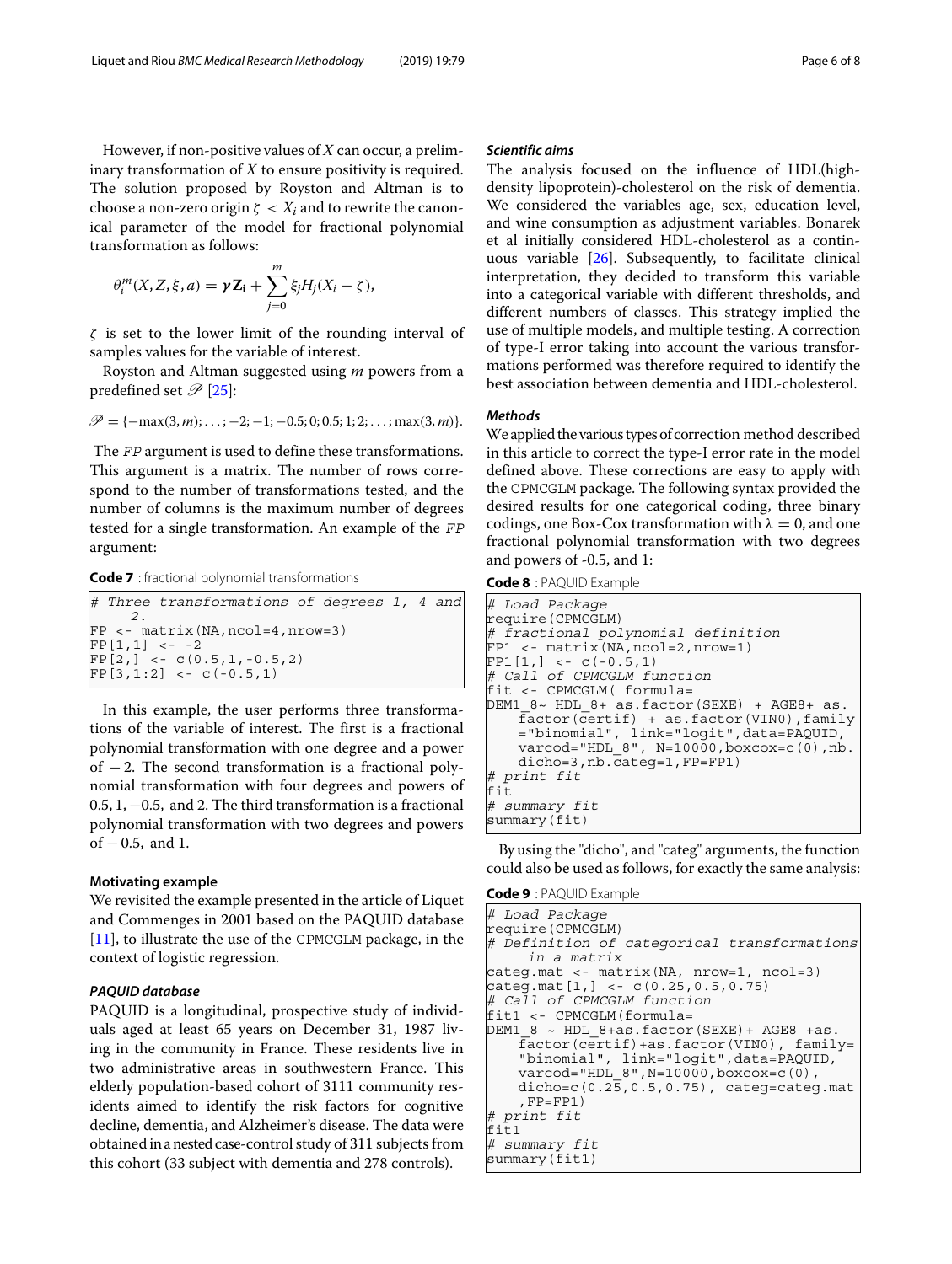However, if non-positive values of $X$ can occur, a preliminary transformation of $X$ to ensure positivity is required. The solution proposed by Royston and Altman is to choose a non-zero origin $\zeta < X_i$ and to rewrite the canonical parameter of the model for fractional polynomial transformation as follows:

$$\theta_i^m(X, Z, \xi, a) = \boldsymbol{\gamma} \mathbf{Z_i} + \sum_{j=0}^{m} \xi_j H_j(X_i - \zeta),$$

$\zeta$ is set to the lower limit of the rounding interval of samples values for the variable of interest.

Royston and Altman suggested using $m$ powers from a predefined set $\mathscr{P}$ [25]:

$$\mathscr{P} = \{-\max(3, m); \ldots; -2; -1; -0.5; 0; 0.5; 1; 2; \ldots; \max(3, m)\}.$$

The *FP* argument is used to define these transformations. This argument is a matrix. The number of rows correspond to the number of transformations tested, and the number of columns is the maximum number of degrees tested for a single transformation. An example of the *FP* argument:

**Code 7** : fractional polynomial transformations

```
# Three transformations of degrees 1, 4 and
     2.
FP <- matrix(NA,ncol=4,nrow=3)
FP[1,1] <- -2
FP[2,] <- c(0.5,1,-0.5,2)
FP[3,1:2] <- c(-0.5,1)
```

In this example, the user performs three transformations of the variable of interest. The first is a fractional polynomial transformation with one degree and a power of $-2$. The second transformation is a fractional polynomial transformation with four degrees and powers of $0.5, 1, -0.5,$ and 2. The third transformation is a fractional polynomial transformation with two degrees and powers of $-0.5,$ and 1.

## Motivating example

We revisited the example presented in the article of Liquet and Commenges in 2001 based on the PAQUID database [11], to illustrate the use of the CPMCGLM package, in the context of logistic regression.

### *PAQUID database*

PAQUID is a longitudinal, prospective study of individuals aged at least 65 years on December 31, 1987 living in the community in France. These residents live in two administrative areas in southwestern France. This elderly population-based cohort of 3111 community residents aimed to identify the risk factors for cognitive decline, dementia, and Alzheimer's disease. The data were obtained in a nested case-control study of 311 subjects from this cohort (33 subject with dementia and 278 controls).

### *Scientific aims*

The analysis focused on the influence of HDL(high-density lipoprotein)-cholesterol on the risk of dementia. We considered the variables age, sex, education level, and wine consumption as adjustment variables. Bonarek et al initially considered HDL-cholesterol as a continuous variable [26]. Subsequently, to facilitate clinical interpretation, they decided to transform this variable into a categorical variable with different thresholds, and different numbers of classes. This strategy implied the use of multiple models, and multiple testing. A correction of type-I error taking into account the various transformations performed was therefore required to identify the best association between dementia and HDL-cholesterol.

### *Methods*

We applied the various types of correction method described in this article to correct the type-I error rate in the model defined above. These corrections are easy to apply with the CPMCGLM package. The following syntax provided the desired results for one categorical coding, three binary codings, one Box-Cox transformation with $\lambda = 0$, and one fractional polynomial transformation with two degrees and powers of -0.5, and 1:

**Code 8** : PAQUID Example

```
# Load Package
require(CPMCGLM)
# fractional polynomial definition
FP1 <- matrix(NA,ncol=2,nrow=1)
FP1[1,] <- c(-0.5,1)
# Call of CPMCGLM function
fit <- CPMCGLM( formula=
DEM1_8~ HDL_8+ as.factor(SEXE) + AGE8+ as.
    factor(certif) + as.factor(VIN0),family
    ="binomial", link="logit",data=PAQUID,
    varcod="HDL_8", N=10000,boxcox=c(0),nb.
    dicho=3,nb.categ=1,FP=FP1)
# print fit
fit
# summary fit
summary(fit)
```

By using the "dicho", and "categ" arguments, the function could also be used as follows, for exactly the same analysis:

**Code 9** : PAQUID Example

```
# Load Package
require(CPMCGLM)
# Definition of categorical transformations
     in a matrix
categ.mat <- matrix(NA, nrow=1, ncol=3)
categ.mat[1,] <- c(0.25,0.5,0.75)
# Call of CPMCGLM function
fit1 <- CPMCGLM(formula=
DEM1_8 ~ HDL_8+as.factor(SEXE)+ AGE8 +as.
    factor(certif)+as.factor(VIN0), family=
    "binomial", link="logit",data=PAQUID,
    varcod="HDL_8",N=10000,boxcox=c(0),
    dicho=c(0.25,0.5,0.75), categ=categ.mat
    ,FP=FP1)
# print fit
fit1
# summary fit
summary(fit1)
```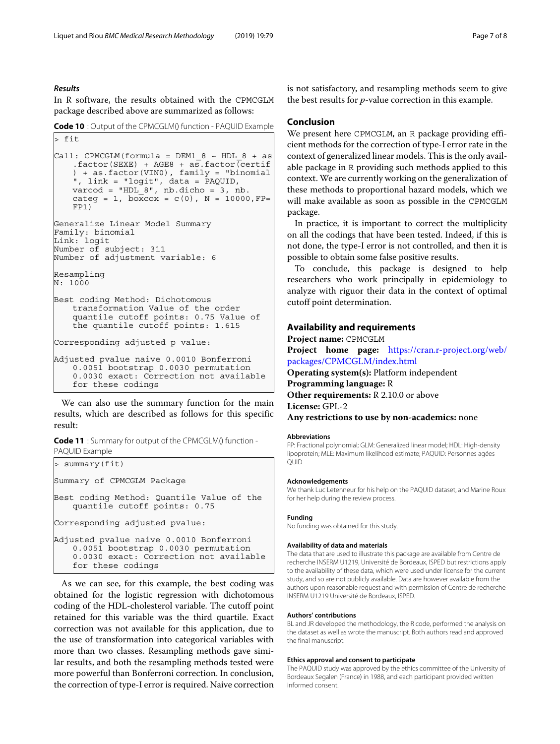### *Results*

In R software, the results obtained with the CPMCGLM package described above are summarized as follows:

**Code 10** : Output of the CPMCGLM() function - PAQUID Example

```
> fit

Call: CPMCGLM(formula = DEM1_8 ~ HDL_8 + as
    .factor(SEXE) + AGE8 + as.factor(certif
    ) + as.factor(VIN0), family = "binomial
    ", link = "logit", data = PAQUID,
    varcod = "HDL_8", nb.dicho = 3, nb.
    categ = 1, boxcox = c(0), N = 10000,FP=
    FP1)

Generalize Linear Model Summary
Family: binomial
Link: logit
Number of subject: 311
Number of adjustment variable: 6

Resampling
N: 1000

Best coding Method: Dichotomous
    transformation Value of the order
    quantile cutoff points: 0.75 Value of
    the quantile cutoff points: 1.615

Corresponding adjusted p value:

Adjusted pvalue naive 0.0010 Bonferroni
    0.0051 bootstrap 0.0030 permutation
    0.0030 exact: Correction not available
    for these codings
```

We can also use the summary function for the main results, which are described as follows for this specific result:

**Code 11** : Summary for output of the CPMCGLM() function - PAQUID Example

```
> summary(fit)

Summary of CPMCGLM Package

Best coding Method: Quantile Value of the
    quantile cutoff points: 0.75

Corresponding adjusted pvalue:

Adjusted pvalue naive 0.0010 Bonferroni
    0.0051 bootstrap 0.0030 permutation
    0.0030 exact: Correction not available
    for these codings
```

As we can see, for this example, the best coding was obtained for the logistic regression with dichotomous coding of the HDL-cholesterol variable. The cutoff point retained for this variable was the third quartile. Exact correction was not available for this application, due to the use of transformation into categorical variables with more than two classes. Resampling methods gave similar results, and both the resampling methods tested were more powerful than Bonferroni correction. In conclusion, the correction of type-I error is required. Naive correction is not satisfactory, and resampling methods seem to give the best results for $p$-value correction in this example.

## Conclusion

We present here CPMCGLM, an R package providing efficient methods for the correction of type-I error rate in the context of generalized linear models. This is the only available package in R providing such methods applied to this context. We are currently working on the generalization of these methods to proportional hazard models, which we will make available as soon as possible in the CPMCGLM package.

In practice, it is important to correct the multiplicity on all the codings that have been tested. Indeed, if this is not done, the type-I error is not controlled, and then it is possible to obtain some false positive results.

To conclude, this package is designed to help researchers who work principally in epidemiology to analyze with rigour their data in the context of optimal cutoff point determination.

## Availability and requirements

**Project name:** CPMCGLM
**Project home page:** https://cran.r-project.org/web/packages/CPMCGLM/index.html
**Operating system(s):** Platform independent
**Programming language:** R
**Other requirements:** R 2.10.0 or above
**License:** GPL-2
**Any restrictions to use by non-academics:** none

#### Abbreviations

FP: Fractional polynomial; GLM: Generalized linear model; HDL: High-density lipoprotein; MLE: Maximum likelihood estimate; PAQUID: Personnes agées QUID

#### Acknowledgements

We thank Luc Letenneur for his help on the PAQUID dataset, and Marine Roux for her help during the review process.

#### Funding

No funding was obtained for this study.

#### Availability of data and materials

The data that are used to illustrate this package are available from Centre de recherche INSERM U1219, Université de Bordeaux, ISPED but restrictions apply to the availability of these data, which were used under license for the current study, and so are not publicly available. Data are however available from the authors upon reasonable request and with permission of Centre de recherche INSERM U1219 Université de Bordeaux, ISPED.

#### Authors' contributions

BL and JR developed the methodology, the R code, performed the analysis on the dataset as well as wrote the manuscript. Both authors read and approved the final manuscript.

#### Ethics approval and consent to participate

The PAQUID study was approved by the ethics committee of the University of Bordeaux Segalen (France) in 1988, and each participant provided written informed consent.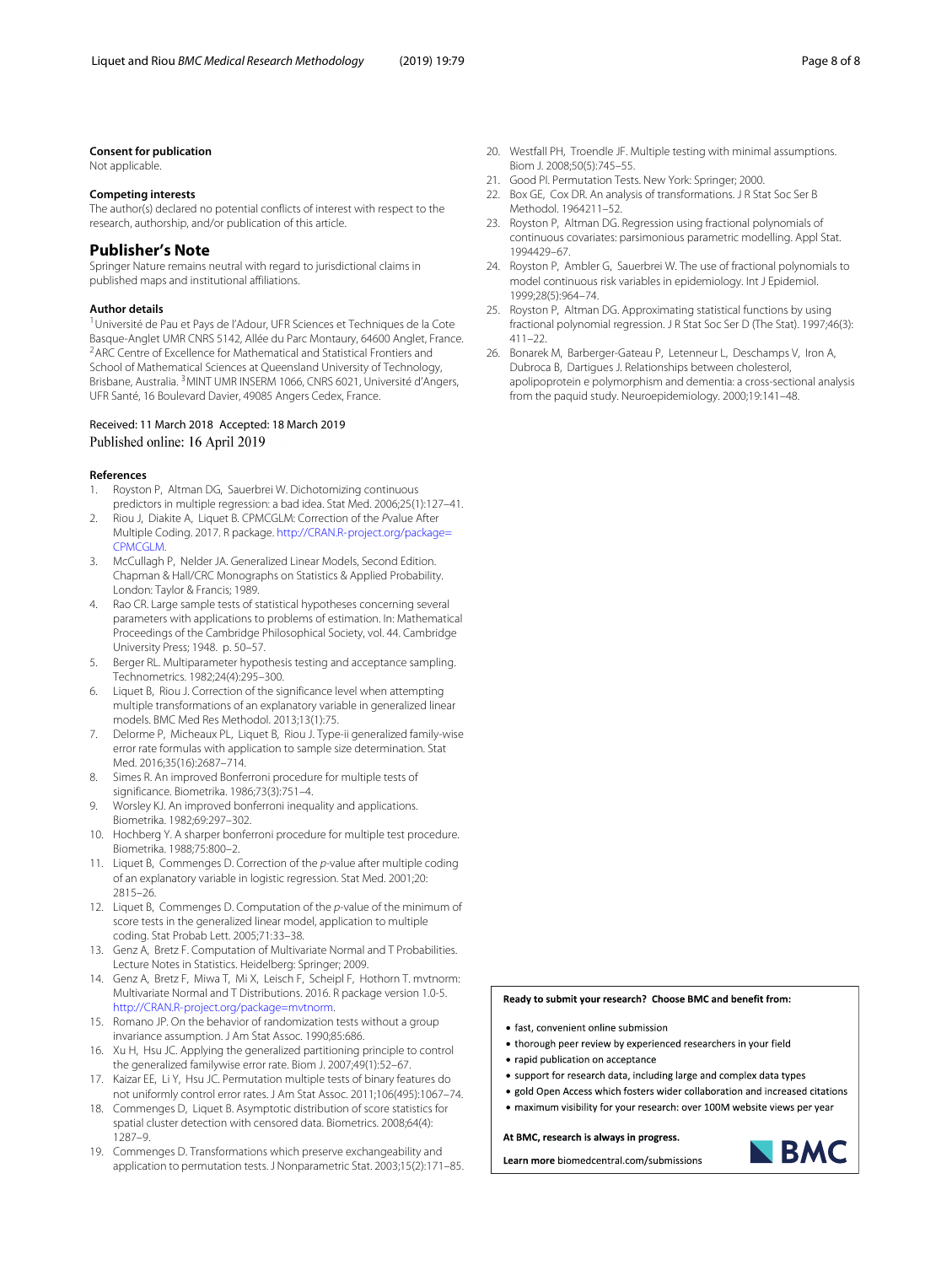**Consent for publication**

Not applicable.

**Competing interests**

The author(s) declared no potential conflicts of interest with respect to the research, authorship, and/or publication of this article.

## Publisher's Note

Springer Nature remains neutral with regard to jurisdictional claims in published maps and institutional affiliations.

**Author details**

[1]Université de Pau et Pays de l'Adour, UFR Sciences et Techniques de la Cote Basque-Anglet UMR CNRS 5142, Allée du Parc Montaury, 64600 Anglet, France. [2]ARC Centre of Excellence for Mathematical and Statistical Frontiers and School of Mathematical Sciences at Queensland University of Technology, Brisbane, Australia. [3]MINT UMR INSERM 1066, CNRS 6021, Université d'Angers, UFR Santé, 16 Boulevard Davier, 49085 Angers Cedex, France.

Received: 11 March 2018 Accepted: 18 March 2019
Published online: 16 April 2019

**References**

1. Royston P, Altman DG, Sauerbrei W. Dichotomizing continuous predictors in multiple regression: a bad idea. Stat Med. 2006;25(1):127–41.
2. Riou J, Diakite A, Liquet B. CPMCGLM: Correction of the *P*value After Multiple Coding. 2017. R package. http://CRAN.R-project.org/package=CPMCGLM.
3. McCullagh P, Nelder JA. Generalized Linear Models, Second Edition. Chapman & Hall/CRC Monographs on Statistics & Applied Probability. London: Taylor & Francis; 1989.
4. Rao CR. Large sample tests of statistical hypotheses concerning several parameters with applications to problems of estimation. In: Mathematical Proceedings of the Cambridge Philosophical Society, vol. 44. Cambridge University Press; 1948. p. 50–57.
5. Berger RL. Multiparameter hypothesis testing and acceptance sampling. Technometrics. 1982;24(4):295–300.
6. Liquet B, Riou J. Correction of the significance level when attempting multiple transformations of an explanatory variable in generalized linear models. BMC Med Res Methodol. 2013;13(1):75.
7. Delorme P, Micheaux PL, Liquet B, Riou J. Type-ii generalized family-wise error rate formulas with application to sample size determination. Stat Med. 2016;35(16):2687–714.
8. Simes R. An improved Bonferroni procedure for multiple tests of significance. Biometrika. 1986;73(3):751–4.
9. Worsley KJ. An improved bonferroni inequality and applications. Biometrika. 1982;69:297–302.
10. Hochberg Y. A sharper bonferroni procedure for multiple test procedure. Biometrika. 1988;75:800–2.
11. Liquet B, Commenges D. Correction of the *p*-value after multiple coding of an explanatory variable in logistic regression. Stat Med. 2001;20:2815–26.
12. Liquet B, Commenges D. Computation of the *p*-value of the minimum of score tests in the generalized linear model, application to multiple coding. Stat Probab Lett. 2005;71:33–38.
13. Genz A, Bretz F. Computation of Multivariate Normal and T Probabilities. Lecture Notes in Statistics. Heidelberg: Springer; 2009.
14. Genz A, Bretz F, Miwa T, Mi X, Leisch F, Scheipl F, Hothorn T. mvtnorm: Multivariate Normal and T Distributions. 2016. R package version 1.0-5. http://CRAN.R-project.org/package=mvtnorm.
15. Romano JP. On the behavior of randomization tests without a group invariance assumption. J Am Stat Assoc. 1990;85:686.
16. Xu H, Hsu JC. Applying the generalized partitioning principle to control the generalized familywise error rate. Biom J. 2007;49(1):52–67.
17. Kaizar EE, Li Y, Hsu JC. Permutation multiple tests of binary features do not uniformly control error rates. J Am Stat Assoc. 2011;106(495):1067–74.
18. Commenges D, Liquet B. Asymptotic distribution of score statistics for spatial cluster detection with censored data. Biometrics. 2008;64(4):1287–9.
19. Commenges D. Transformations which preserve exchangeability and application to permutation tests. J Nonparametric Stat. 2003;15(2):171–85.
20. Westfall PH, Troendle JF. Multiple testing with minimal assumptions. Biom J. 2008;50(5):745–55.
21. Good PI. Permutation Tests. New York: Springer; 2000.
22. Box GE, Cox DR. An analysis of transformations. J R Stat Soc Ser B Methodol. 1964211–52.
23. Royston P, Altman DG. Regression using fractional polynomials of continuous covariates: parsimonious parametric modelling. Appl Stat. 1994429–67.
24. Royston P, Ambler G, Sauerbrei W. The use of fractional polynomials to model continuous risk variables in epidemiology. Int J Epidemiol. 1999;28(5):964–74.
25. Royston P, Altman DG. Approximating statistical functions by using fractional polynomial regression. J R Stat Soc Ser D (The Stat). 1997;46(3):411–22.
26. Bonarek M, Barberger-Gateau P, Letenneur L, Deschamps V, Iron A, Dubroca B, Dartigues J. Relationships between cholesterol, apolipoprotein e polymorphism and dementia: a cross-sectional analysis from the paquid study. Neuroepidemiology. 2000;19:141–48.

**Ready to submit your research? Choose BMC and benefit from:**

- fast, convenient online submission
- thorough peer review by experienced researchers in your field
- rapid publication on acceptance
- support for research data, including large and complex data types
- gold Open Access which fosters wider collaboration and increased citations
- maximum visibility for your research: over 100M website views per year

**At BMC, research is always in progress.**

**Learn more** biomedcentral.com/submissions

BMC